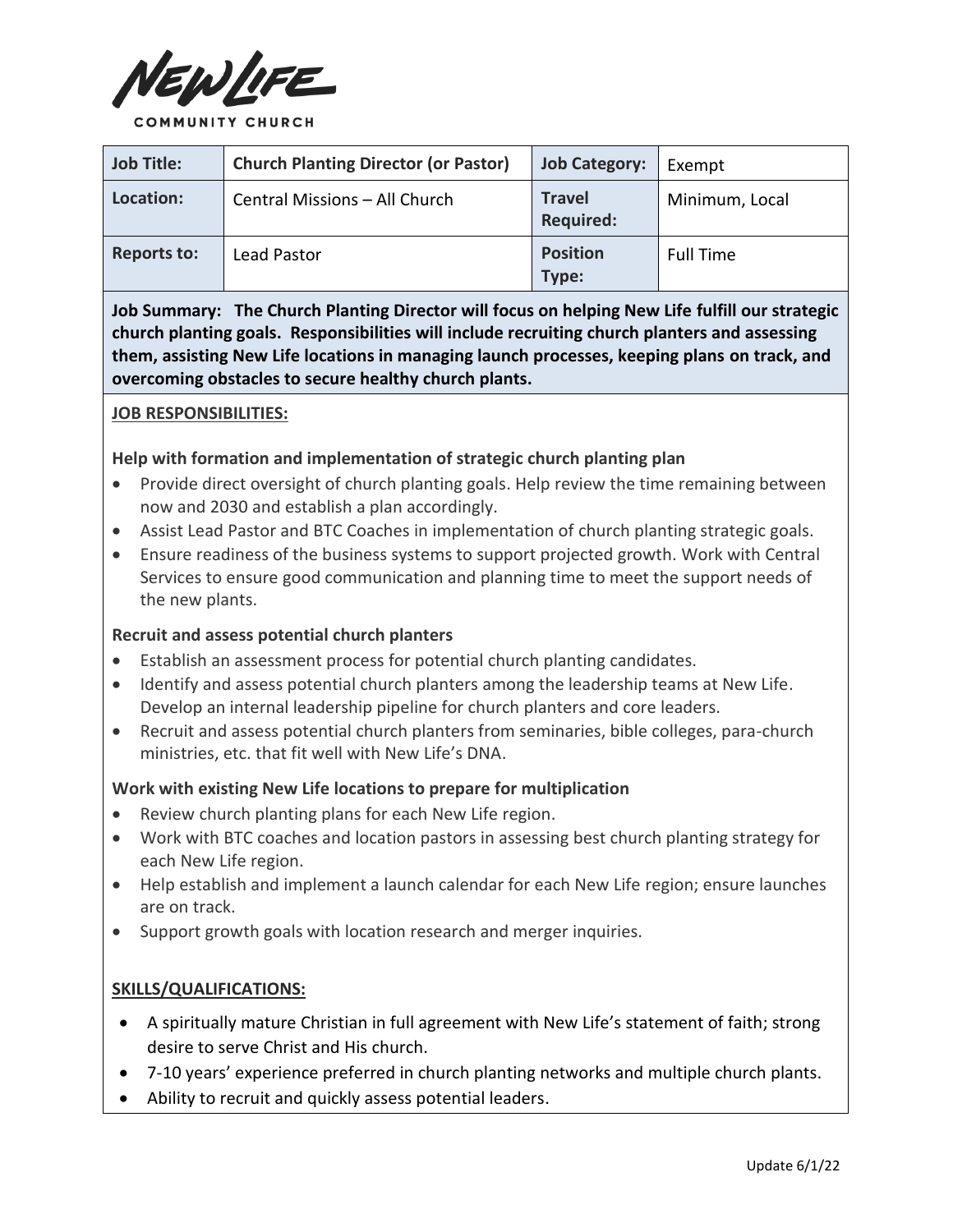NEW LIFE

COMMUNITY CHURCH

| **Job Title:** | **Church Planting Director (or Pastor)** | **Job Category:** | Exempt |
| --- | --- | --- | --- |
| **Location:** | Central Missions – All Church | **Travel Required:** | Minimum, Local |
| **Reports to:** | Lead Pastor | **Position Type:** | Full Time |

**Job Summary: The Church Planting Director will focus on helping New Life fulfill our strategic church planting goals. Responsibilities will include recruiting church planters and assessing them, assisting New Life locations in managing launch processes, keeping plans on track, and overcoming obstacles to secure healthy church plants.**

**JOB RESPONSIBILITIES:**

**Help with formation and implementation of strategic church planting plan**

- Provide direct oversight of church planting goals. Help review the time remaining between now and 2030 and establish a plan accordingly.
- Assist Lead Pastor and BTC Coaches in implementation of church planting strategic goals.
- Ensure readiness of the business systems to support projected growth. Work with Central Services to ensure good communication and planning time to meet the support needs of the new plants.

**Recruit and assess potential church planters**

- Establish an assessment process for potential church planting candidates.
- Identify and assess potential church planters among the leadership teams at New Life. Develop an internal leadership pipeline for church planters and core leaders.
- Recruit and assess potential church planters from seminaries, bible colleges, para-church ministries, etc. that fit well with New Life's DNA.

**Work with existing New Life locations to prepare for multiplication**

- Review church planting plans for each New Life region.
- Work with BTC coaches and location pastors in assessing best church planting strategy for each New Life region.
- Help establish and implement a launch calendar for each New Life region; ensure launches are on track.
- Support growth goals with location research and merger inquiries.

**SKILLS/QUALIFICATIONS:**

- A spiritually mature Christian in full agreement with New Life's statement of faith; strong desire to serve Christ and His church.
- 7-10 years' experience preferred in church planting networks and multiple church plants.
- Ability to recruit and quickly assess potential leaders.

Update 6/1/22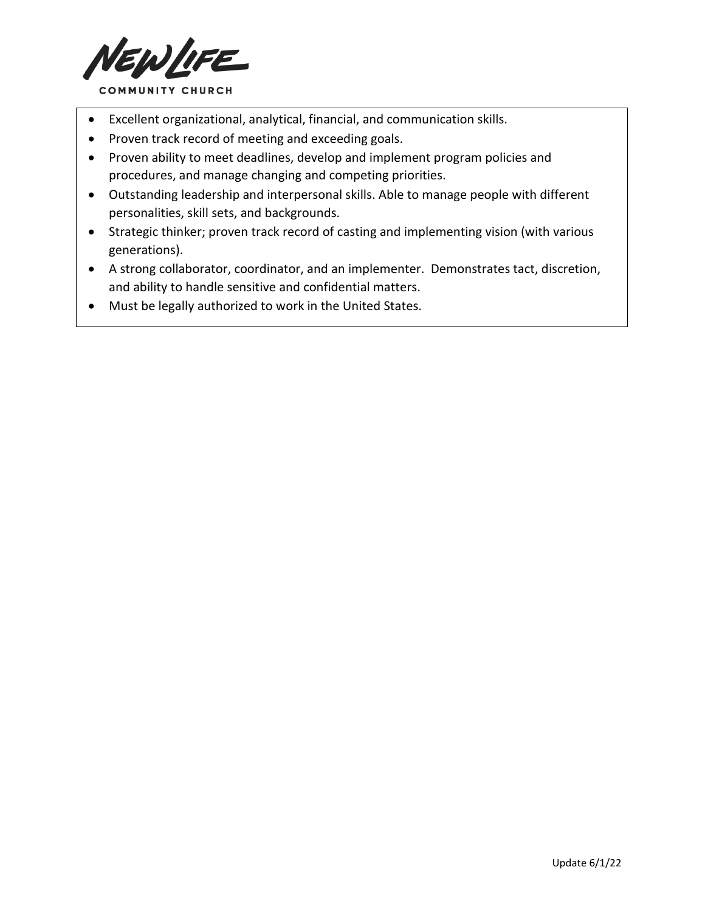- Excellent organizational, analytical, financial, and communication skills.
- Proven track record of meeting and exceeding goals.
- Proven ability to meet deadlines, develop and implement program policies and procedures, and manage changing and competing priorities.
- Outstanding leadership and interpersonal skills. Able to manage people with different personalities, skill sets, and backgrounds.
- Strategic thinker; proven track record of casting and implementing vision (with various generations).
- A strong collaborator, coordinator, and an implementer. Demonstrates tact, discretion, and ability to handle sensitive and confidential matters.
- Must be legally authorized to work in the United States.

Update 6/1/22